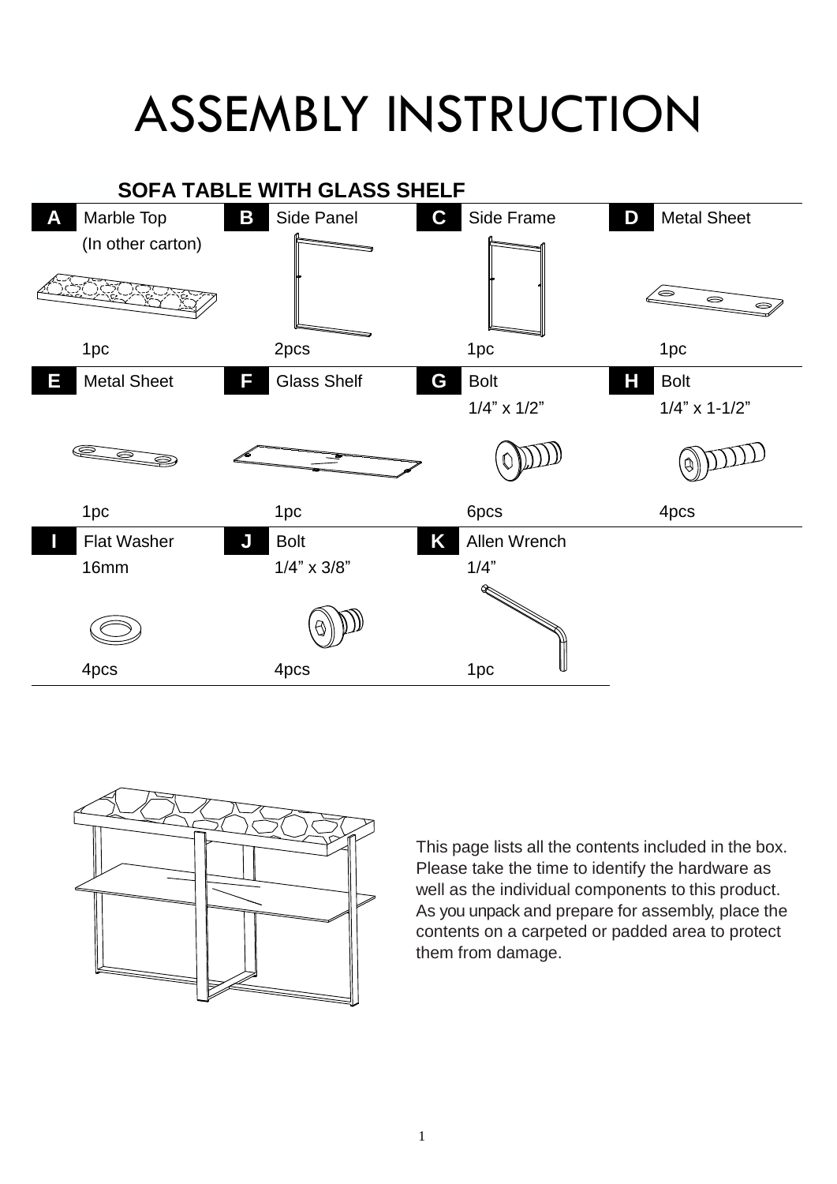# ASSEMBLY INSTRUCTION

## SOFA TABLE WITH GLASS SHELF

| Part | Name | Size / Note | Qty |
| --- | --- | --- | --- |
| A | Marble Top | (In other carton) | 1pc |
| B | Side Panel | | 2pcs |
| C | Side Frame | | 1pc |
| D | Metal Sheet | | 1pc |
| E | Metal Sheet | | 1pc |
| F | Glass Shelf | | 1pc |
| G | Bolt | 1/4” x 1/2” | 6pcs |
| H | Bolt | 1/4” x 1-1/2” | 4pcs |
| I | Flat Washer | 16mm | 4pcs |
| J | Bolt | 1/4” x 3/8” | 4pcs |
| K | Allen Wrench | 1/4” | 1pc |

This page lists all the contents included in the box. Please take the time to identify the hardware as well as the individual components to this product. As you unpack and prepare for assembly, place the contents on a carpeted or padded area to protect them from damage.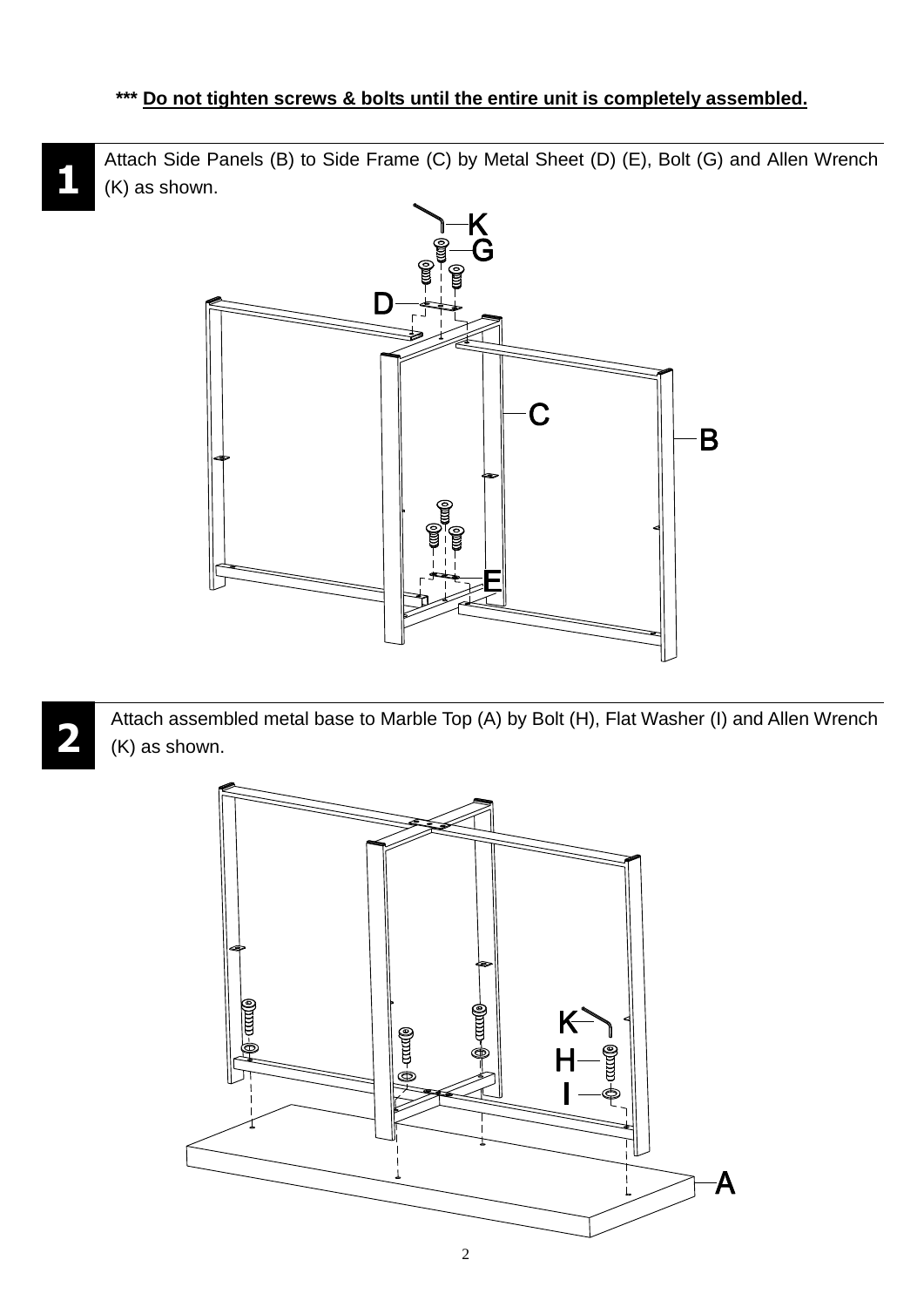***\* Do not tighten screws & bolts until the entire unit is completely assembled.**

**1** Attach Side Panels (B) to Side Frame (C) by Metal Sheet (D) (E), Bolt (G) and Allen Wrench (K) as shown.

**2** Attach assembled metal base to Marble Top (A) by Bolt (H), Flat Washer (I) and Allen Wrench (K) as shown.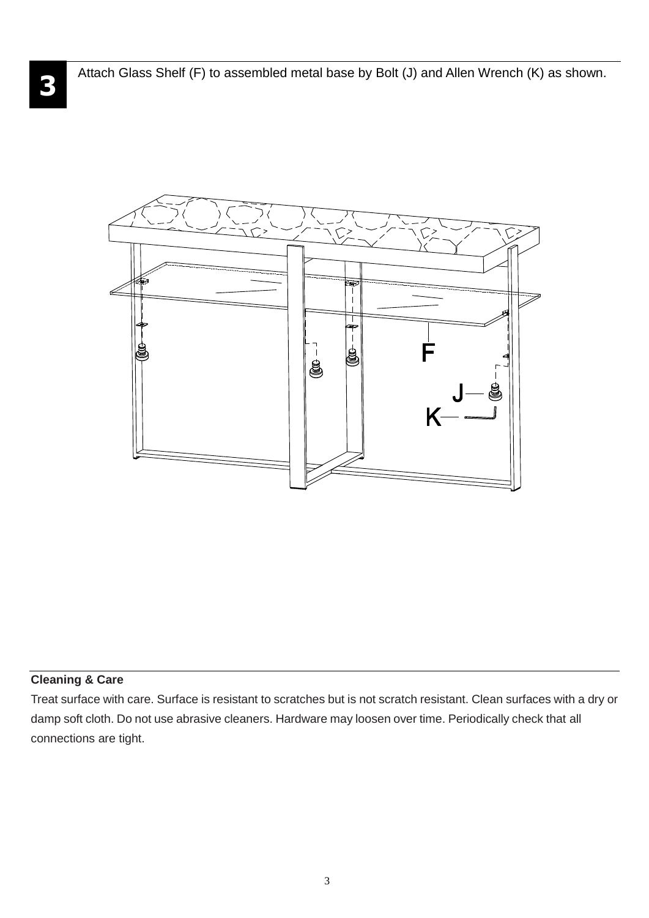**3** Attach Glass Shelf (F) to assembled metal base by Bolt (J) and Allen Wrench (K) as shown.

F

J

K

**Cleaning & Care**

Treat surface with care. Surface is resistant to scratches but is not scratch resistant. Clean surfaces with a dry or damp soft cloth. Do not use abrasive cleaners. Hardware may loosen over time. Periodically check that all connections are tight.